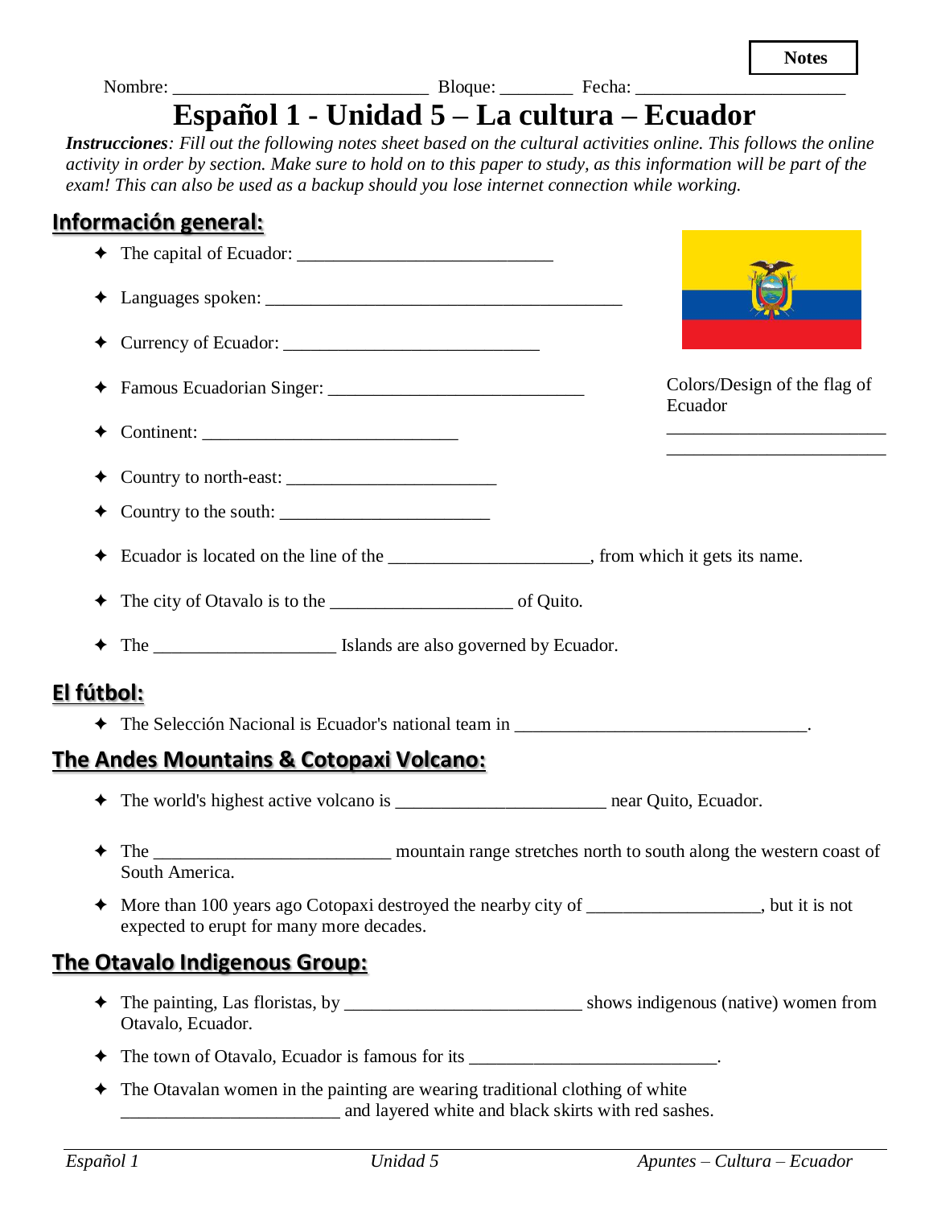**Notes**

Nombre: ___________________________ Bloque: ________ Fecha: ______________________

# Español 1 - Unidad 5 – La cultura – Ecuador

***Instrucciones**: Fill out the following notes sheet based on the cultural activities online. This follows the online activity in order by section. Make sure to hold on to this paper to study, as this information will be part of the exam! This can also be used as a backup should you lose internet connection while working.*

## Información general:

- ✦ The capital of Ecuador: ___________________________
- ✦ Languages spoken: ________________________________________
- ✦ Currency of Ecuador: ____________________________
- ✦ Famous Ecuadorian Singer: ____________________________
- ✦ Continent: ____________________________
- ✦ Country to north-east: _______________________
- ✦ Country to the south: _______________________
- ✦ Ecuador is located on the line of the ______________________, from which it gets its name.
- ✦ The city of Otavalo is to the ____________________ of Quito.
- ✦ The ____________________ Islands are also governed by Ecuador.

Colors/Design of the flag of Ecuador

________________________

________________________

## El fútbol:

- ✦ The Selección Nacional is Ecuador's national team in ________________________________.

## The Andes Mountains & Cotopaxi Volcano:

- ✦ The world's highest active volcano is _______________________ near Quito, Ecuador.
- ✦ The __________________________ mountain range stretches north to south along the western coast of South America.
- ✦ More than 100 years ago Cotopaxi destroyed the nearby city of ___________________, but it is not expected to erupt for many more decades.

## The Otavalo Indigenous Group:

- ✦ The painting, Las floristas, by __________________________ shows indigenous (native) women from Otavalo, Ecuador.
- ✦ The town of Otavalo, Ecuador is famous for its ___________________________.
- ✦ The Otavalan women in the painting are wearing traditional clothing of white ________________________ and layered white and black skirts with red sashes.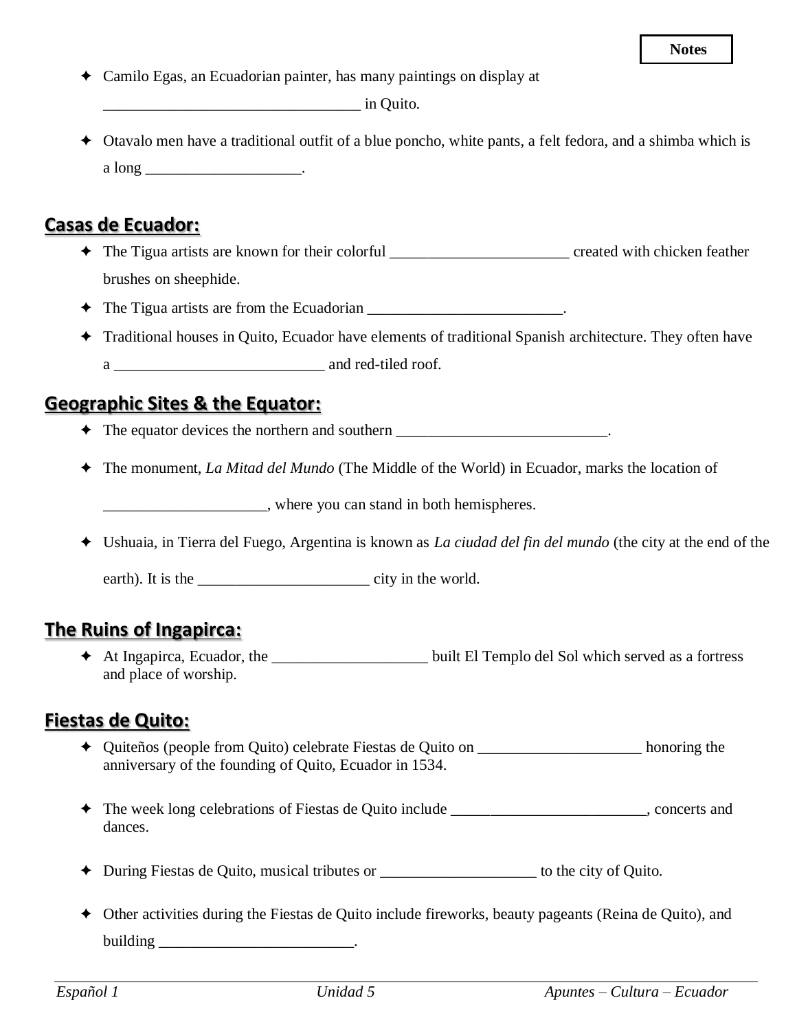Notes

- ✦ Camilo Egas, an Ecuadorian painter, has many paintings on display at _________________________________ in Quito.
- ✦ Otavalo men have a traditional outfit of a blue poncho, white pants, a felt fedora, and a shimba which is a long ____________________.

## Casas de Ecuador:

- ✦ The Tigua artists are known for their colorful _______________________ created with chicken feather brushes on sheephide.
- ✦ The Tigua artists are from the Ecuadorian _________________________.
- ✦ Traditional houses in Quito, Ecuador have elements of traditional Spanish architecture. They often have a ___________________________ and red-tiled roof.

## Geographic Sites & the Equator:

- ✦ The equator devices the northern and southern ___________________________.
- ✦ The monument, *La Mitad del Mundo* (The Middle of the World) in Ecuador, marks the location of _____________________, where you can stand in both hemispheres.
- ✦ Ushuaia, in Tierra del Fuego, Argentina is known as *La ciudad del fin del mundo* (the city at the end of the earth). It is the ______________________ city in the world.

## The Ruins of Ingapirca:

- ✦ At Ingapirca, Ecuador, the ____________________ built El Templo del Sol which served as a fortress and place of worship.

## Fiestas de Quito:

- ✦ Quiteños (people from Quito) celebrate Fiestas de Quito on _____________________ honoring the anniversary of the founding of Quito, Ecuador in 1534.
- ✦ The week long celebrations of Fiestas de Quito include _________________________, concerts and dances.
- ✦ During Fiestas de Quito, musical tributes or ____________________ to the city of Quito.
- ✦ Other activities during the Fiestas de Quito include fireworks, beauty pageants (Reina de Quito), and building _________________________.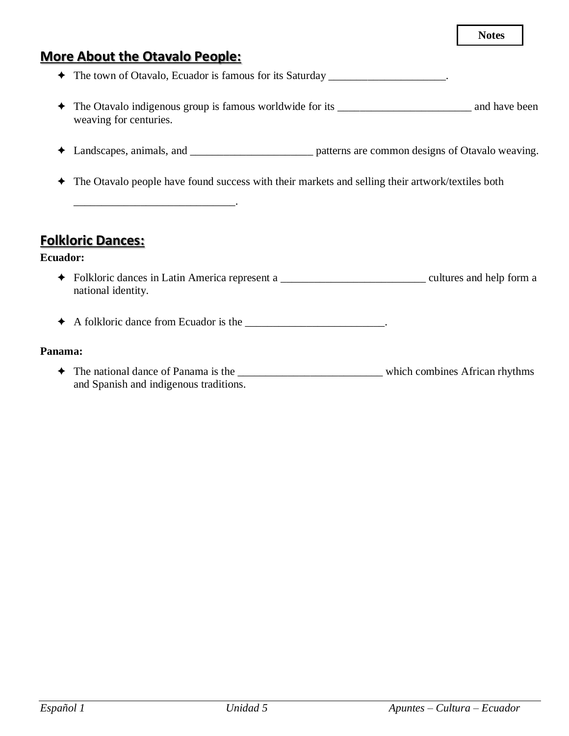Notes

## More About the Otavalo People:

- The town of Otavalo, Ecuador is famous for its Saturday _____________________.
- The Otavalo indigenous group is famous worldwide for its ________________________ and have been weaving for centuries.
- Landscapes, animals, and ______________________ patterns are common designs of Otavalo weaving.
- The Otavalo people have found success with their markets and selling their artwork/textiles both _____________________________.

## Folkloric Dances:

**Ecuador:**

- Folkloric dances in Latin America represent a __________________________ cultures and help form a national identity.
- A folkloric dance from Ecuador is the _________________________.

**Panama:**

- The national dance of Panama is the __________________________ which combines African rhythms and Spanish and indigenous traditions.